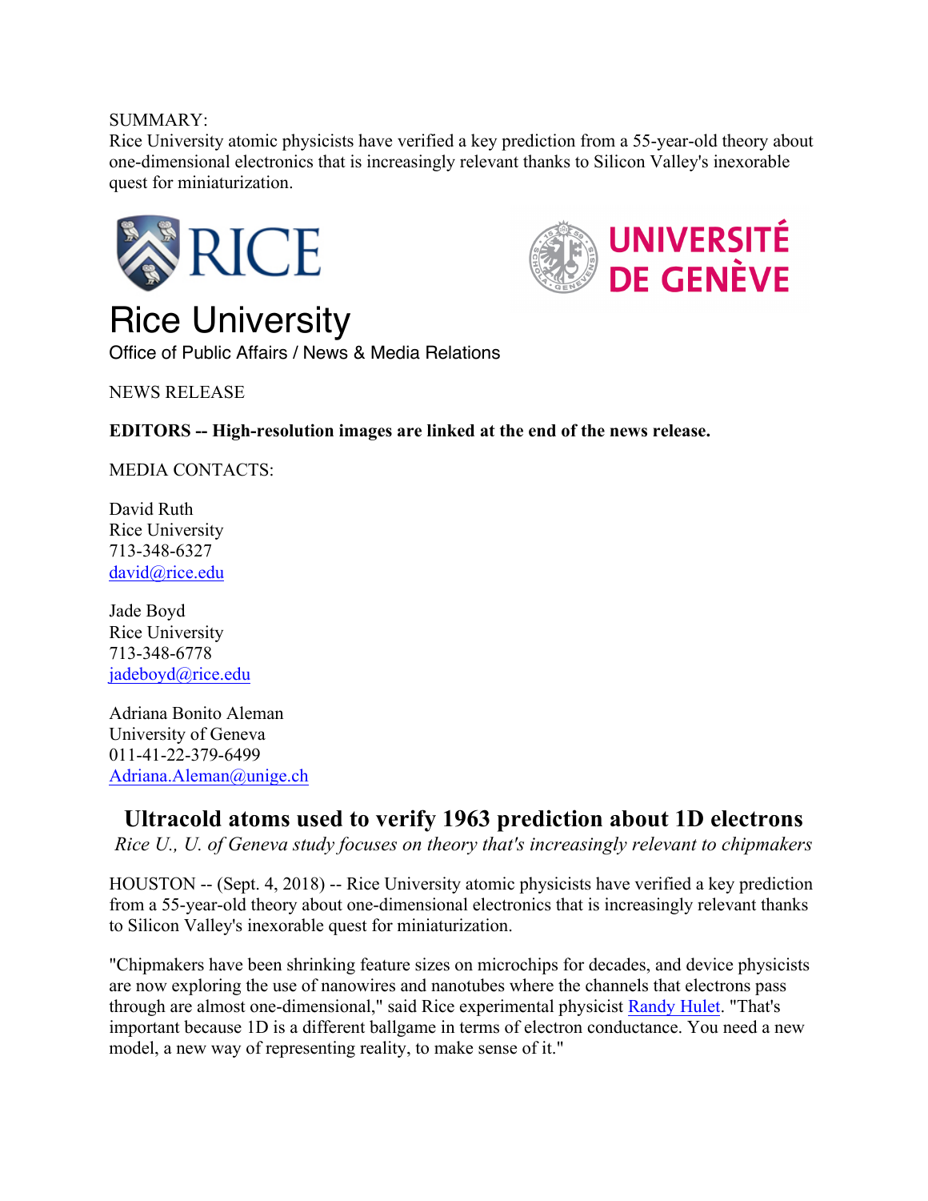SUMMARY:
Rice University atomic physicists have verified a key prediction from a 55-year-old theory about one-dimensional electronics that is increasingly relevant thanks to Silicon Valley's inexorable quest for miniaturization.

RICE

UNIVERSITÉ DE GENÈVE

# Rice University

Office of Public Affairs / News & Media Relations

NEWS RELEASE

**EDITORS -- High-resolution images are linked at the end of the news release.**

MEDIA CONTACTS:

David Ruth
Rice University
713-348-6327
david@rice.edu

Jade Boyd
Rice University
713-348-6778
jadeboyd@rice.edu

Adriana Bonito Aleman
University of Geneva
011-41-22-379-6499
Adriana.Aleman@unige.ch

## Ultracold atoms used to verify 1963 prediction about 1D electrons

*Rice U., U. of Geneva study focuses on theory that's increasingly relevant to chipmakers*

HOUSTON -- (Sept. 4, 2018) -- Rice University atomic physicists have verified a key prediction from a 55-year-old theory about one-dimensional electronics that is increasingly relevant thanks to Silicon Valley's inexorable quest for miniaturization.

"Chipmakers have been shrinking feature sizes on microchips for decades, and device physicists are now exploring the use of nanowires and nanotubes where the channels that electrons pass through are almost one-dimensional," said Rice experimental physicist Randy Hulet. "That's important because 1D is a different ballgame in terms of electron conductance. You need a new model, a new way of representing reality, to make sense of it."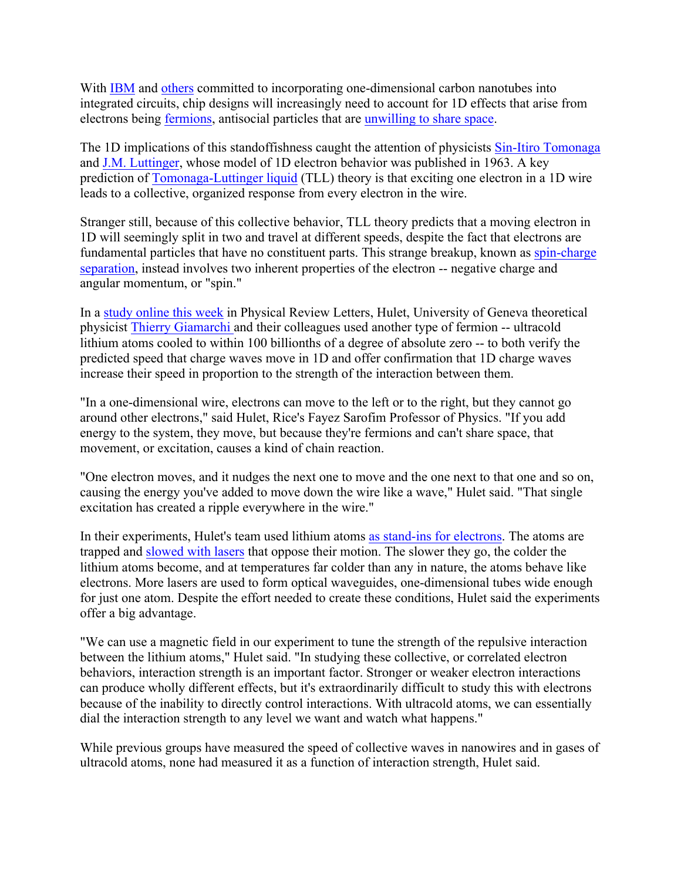With IBM and others committed to incorporating one-dimensional carbon nanotubes into integrated circuits, chip designs will increasingly need to account for 1D effects that arise from electrons being fermions, antisocial particles that are unwilling to share space.

The 1D implications of this standoffishness caught the attention of physicists Sin-Itiro Tomonaga and J.M. Luttinger, whose model of 1D electron behavior was published in 1963. A key prediction of Tomonaga-Luttinger liquid (TLL) theory is that exciting one electron in a 1D wire leads to a collective, organized response from every electron in the wire.

Stranger still, because of this collective behavior, TLL theory predicts that a moving electron in 1D will seemingly split in two and travel at different speeds, despite the fact that electrons are fundamental particles that have no constituent parts. This strange breakup, known as spin-charge separation, instead involves two inherent properties of the electron -- negative charge and angular momentum, or "spin."

In a study online this week in Physical Review Letters, Hulet, University of Geneva theoretical physicist Thierry Giamarchi and their colleagues used another type of fermion -- ultracold lithium atoms cooled to within 100 billionths of a degree of absolute zero -- to both verify the predicted speed that charge waves move in 1D and offer confirmation that 1D charge waves increase their speed in proportion to the strength of the interaction between them.

"In a one-dimensional wire, electrons can move to the left or to the right, but they cannot go around other electrons," said Hulet, Rice's Fayez Sarofim Professor of Physics. "If you add energy to the system, they move, but because they're fermions and can't share space, that movement, or excitation, causes a kind of chain reaction.

"One electron moves, and it nudges the next one to move and the one next to that one and so on, causing the energy you've added to move down the wire like a wave," Hulet said. "That single excitation has created a ripple everywhere in the wire."

In their experiments, Hulet's team used lithium atoms as stand-ins for electrons. The atoms are trapped and slowed with lasers that oppose their motion. The slower they go, the colder the lithium atoms become, and at temperatures far colder than any in nature, the atoms behave like electrons. More lasers are used to form optical waveguides, one-dimensional tubes wide enough for just one atom. Despite the effort needed to create these conditions, Hulet said the experiments offer a big advantage.

"We can use a magnetic field in our experiment to tune the strength of the repulsive interaction between the lithium atoms," Hulet said. "In studying these collective, or correlated electron behaviors, interaction strength is an important factor. Stronger or weaker electron interactions can produce wholly different effects, but it's extraordinarily difficult to study this with electrons because of the inability to directly control interactions. With ultracold atoms, we can essentially dial the interaction strength to any level we want and watch what happens."

While previous groups have measured the speed of collective waves in nanowires and in gases of ultracold atoms, none had measured it as a function of interaction strength, Hulet said.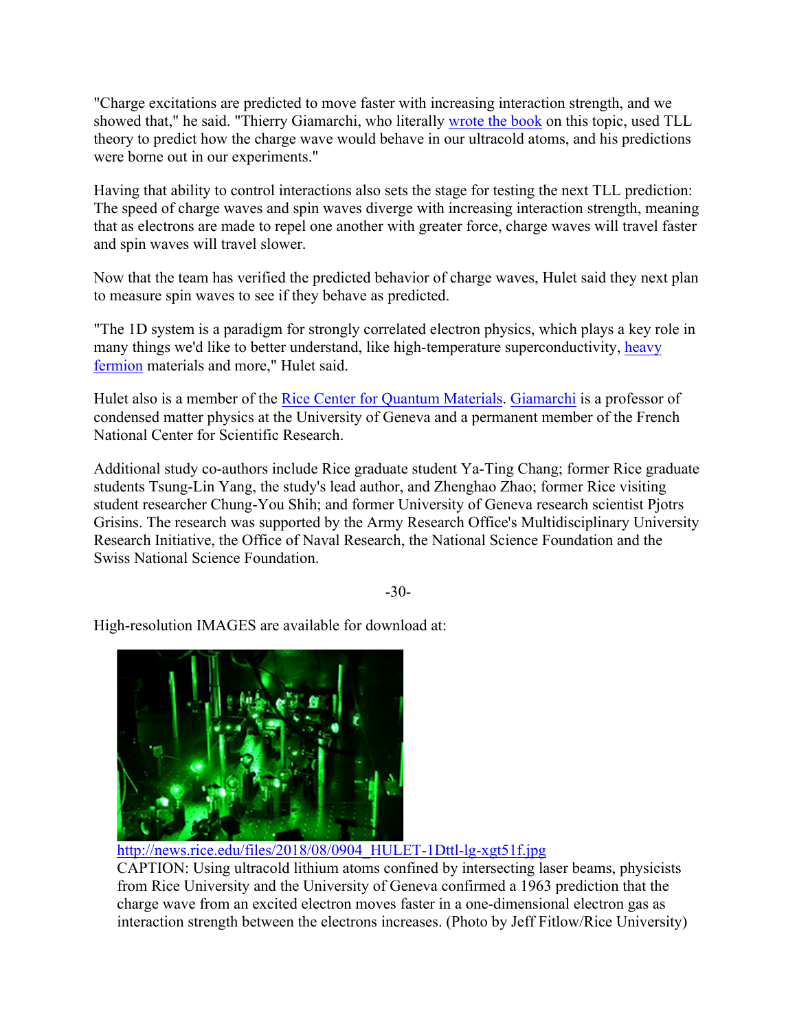"Charge excitations are predicted to move faster with increasing interaction strength, and we showed that," he said. "Thierry Giamarchi, who literally wrote the book on this topic, used TLL theory to predict how the charge wave would behave in our ultracold atoms, and his predictions were borne out in our experiments."

Having that ability to control interactions also sets the stage for testing the next TLL prediction: The speed of charge waves and spin waves diverge with increasing interaction strength, meaning that as electrons are made to repel one another with greater force, charge waves will travel faster and spin waves will travel slower.

Now that the team has verified the predicted behavior of charge waves, Hulet said they next plan to measure spin waves to see if they behave as predicted.

"The 1D system is a paradigm for strongly correlated electron physics, which plays a key role in many things we'd like to better understand, like high-temperature superconductivity, heavy fermion materials and more," Hulet said.

Hulet also is a member of the Rice Center for Quantum Materials. Giamarchi is a professor of condensed matter physics at the University of Geneva and a permanent member of the French National Center for Scientific Research.

Additional study co-authors include Rice graduate student Ya-Ting Chang; former Rice graduate students Tsung-Lin Yang, the study's lead author, and Zhenghao Zhao; former Rice visiting student researcher Chung-You Shih; and former University of Geneva research scientist Pjotrs Grisins. The research was supported by the Army Research Office's Multidisciplinary University Research Initiative, the Office of Naval Research, the National Science Foundation and the Swiss National Science Foundation.

-30-

High-resolution IMAGES are available for download at:

http://news.rice.edu/files/2018/08/0904_HULET-1Dttl-lg-xgt51f.jpg

CAPTION: Using ultracold lithium atoms confined by intersecting laser beams, physicists from Rice University and the University of Geneva confirmed a 1963 prediction that the charge wave from an excited electron moves faster in a one-dimensional electron gas as interaction strength between the electrons increases. (Photo by Jeff Fitlow/Rice University)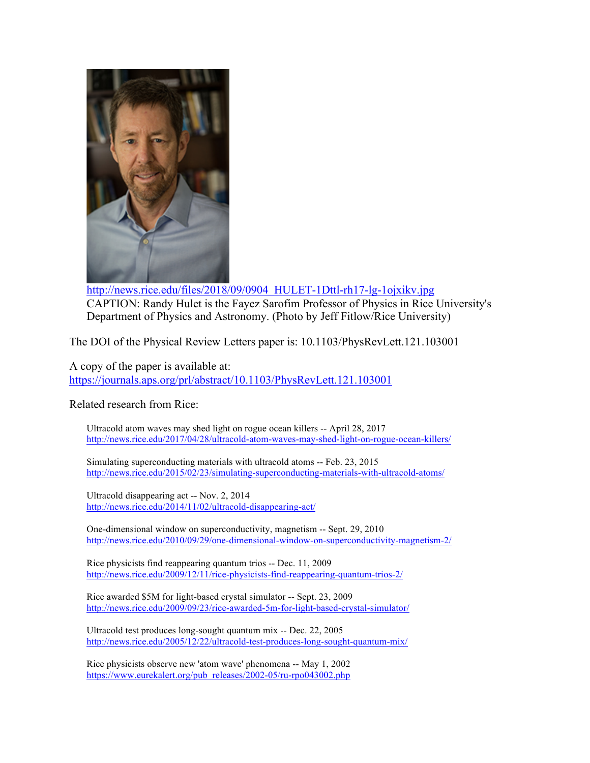http://news.rice.edu/files/2018/09/0904_HULET-1Dttl-rh17-lg-1ojxikv.jpg

CAPTION: Randy Hulet is the Fayez Sarofim Professor of Physics in Rice University's Department of Physics and Astronomy. (Photo by Jeff Fitlow/Rice University)

The DOI of the Physical Review Letters paper is: 10.1103/PhysRevLett.121.103001

A copy of the paper is available at:
https://journals.aps.org/prl/abstract/10.1103/PhysRevLett.121.103001

Related research from Rice:

Ultracold atom waves may shed light on rogue ocean killers -- April 28, 2017
http://news.rice.edu/2017/04/28/ultracold-atom-waves-may-shed-light-on-rogue-ocean-killers/

Simulating superconducting materials with ultracold atoms -- Feb. 23, 2015
http://news.rice.edu/2015/02/23/simulating-superconducting-materials-with-ultracold-atoms/

Ultracold disappearing act -- Nov. 2, 2014
http://news.rice.edu/2014/11/02/ultracold-disappearing-act/

One-dimensional window on superconductivity, magnetism -- Sept. 29, 2010
http://news.rice.edu/2010/09/29/one-dimensional-window-on-superconductivity-magnetism-2/

Rice physicists find reappearing quantum trios -- Dec. 11, 2009
http://news.rice.edu/2009/12/11/rice-physicists-find-reappearing-quantum-trios-2/

Rice awarded $5M for light-based crystal simulator -- Sept. 23, 2009
http://news.rice.edu/2009/09/23/rice-awarded-5m-for-light-based-crystal-simulator/

Ultracold test produces long-sought quantum mix -- Dec. 22, 2005
http://news.rice.edu/2005/12/22/ultracold-test-produces-long-sought-quantum-mix/

Rice physicists observe new 'atom wave' phenomena -- May 1, 2002
https://www.eurekalert.org/pub_releases/2002-05/ru-rpo043002.php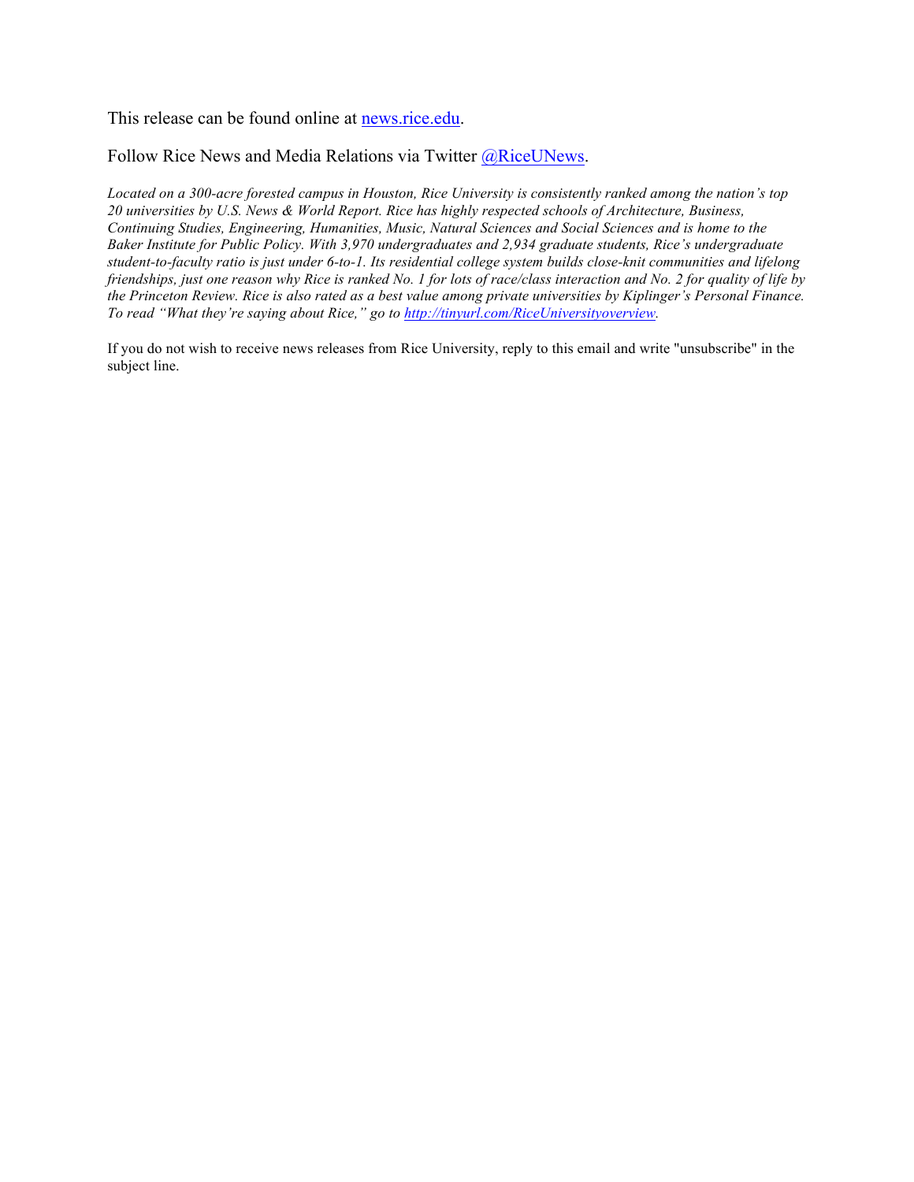This release can be found online at [news.rice.edu](news.rice.edu).

Follow Rice News and Media Relations via Twitter [@RiceUNews](@RiceUNews).

*Located on a 300-acre forested campus in Houston, Rice University is consistently ranked among the nation's top 20 universities by U.S. News & World Report. Rice has highly respected schools of Architecture, Business, Continuing Studies, Engineering, Humanities, Music, Natural Sciences and Social Sciences and is home to the Baker Institute for Public Policy. With 3,970 undergraduates and 2,934 graduate students, Rice's undergraduate student-to-faculty ratio is just under 6-to-1. Its residential college system builds close-knit communities and lifelong friendships, just one reason why Rice is ranked No. 1 for lots of race/class interaction and No. 2 for quality of life by the Princeton Review. Rice is also rated as a best value among private universities by Kiplinger's Personal Finance. To read "What they're saying about Rice," go to [http://tinyurl.com/RiceUniversityoverview](http://tinyurl.com/RiceUniversityoverview).*

If you do not wish to receive news releases from Rice University, reply to this email and write "unsubscribe" in the subject line.